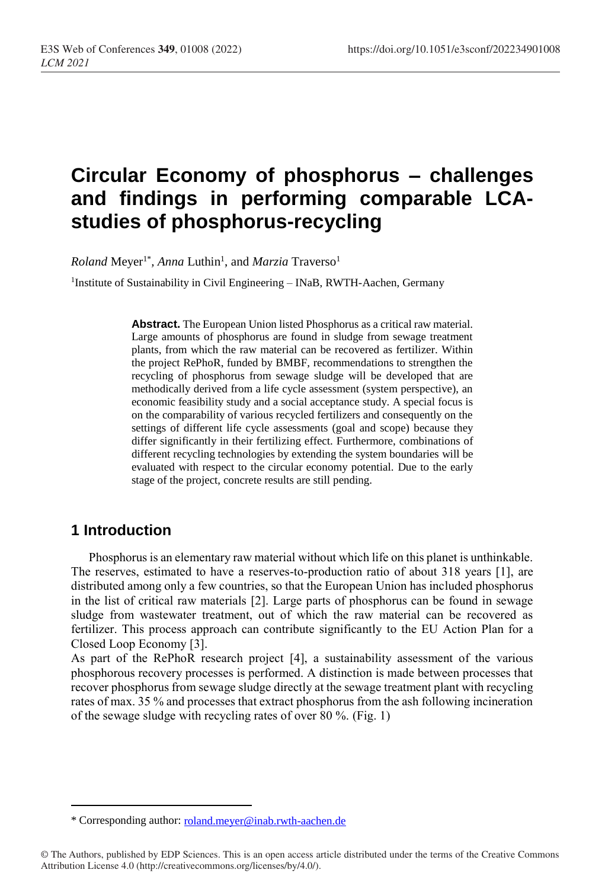# Circular Economy of phosphorus – challenges and findings in performing comparable LCA-studies of phosphorus-recycling

*Roland* Meyer[1*], *Anna* Luthin[1], and *Marzia* Traverso[1]

[1]Institute of Sustainability in Civil Engineering – INaB, RWTH-Aachen, Germany

> **Abstract.** The European Union listed Phosphorus as a critical raw material. Large amounts of phosphorus are found in sludge from sewage treatment plants, from which the raw material can be recovered as fertilizer. Within the project RePhoR, funded by BMBF, recommendations to strengthen the recycling of phosphorus from sewage sludge will be developed that are methodically derived from a life cycle assessment (system perspective), an economic feasibility study and a social acceptance study. A special focus is on the comparability of various recycled fertilizers and consequently on the settings of different life cycle assessments (goal and scope) because they differ significantly in their fertilizing effect. Furthermore, combinations of different recycling technologies by extending the system boundaries will be evaluated with respect to the circular economy potential. Due to the early stage of the project, concrete results are still pending.

## 1 Introduction

Phosphorus is an elementary raw material without which life on this planet is unthinkable. The reserves, estimated to have a reserves-to-production ratio of about 318 years [1], are distributed among only a few countries, so that the European Union has included phosphorus in the list of critical raw materials [2]. Large parts of phosphorus can be found in sewage sludge from wastewater treatment, out of which the raw material can be recovered as fertilizer. This process approach can contribute significantly to the EU Action Plan for a Closed Loop Economy [3].

As part of the RePhoR research project [4], a sustainability assessment of the various phosphorous recovery processes is performed. A distinction is made between processes that recover phosphorus from sewage sludge directly at the sewage treatment plant with recycling rates of max. 35 % and processes that extract phosphorus from the ash following incineration of the sewage sludge with recycling rates of over 80 %. (Fig. 1)

---

\* Corresponding author: roland.meyer@inab.rwth-aachen.de

© The Authors, published by EDP Sciences. This is an open access article distributed under the terms of the Creative Commons Attribution License 4.0 (http://creativecommons.org/licenses/by/4.0/).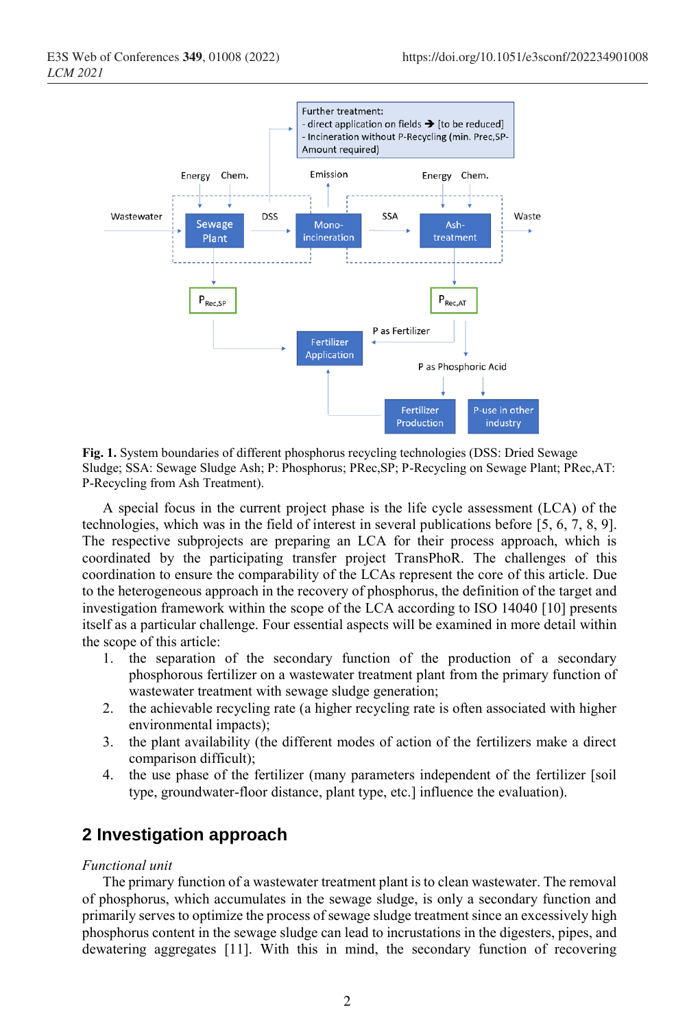**Fig. 1.** System boundaries of different phosphorus recycling technologies (DSS: Dried Sewage Sludge; SSA: Sewage Sludge Ash; P: Phosphorus; PRec,SP; P-Recycling on Sewage Plant; PRec,AT: P-Recycling from Ash Treatment).

A special focus in the current project phase is the life cycle assessment (LCA) of the technologies, which was in the field of interest in several publications before [5, 6, 7, 8, 9]. The respective subprojects are preparing an LCA for their process approach, which is coordinated by the participating transfer project TransPhoR. The challenges of this coordination to ensure the comparability of the LCAs represent the core of this article. Due to the heterogeneous approach in the recovery of phosphorus, the definition of the target and investigation framework within the scope of the LCA according to ISO 14040 [10] presents itself as a particular challenge. Four essential aspects will be examined in more detail within the scope of this article:

1. the separation of the secondary function of the production of a secondary phosphorous fertilizer on a wastewater treatment plant from the primary function of wastewater treatment with sewage sludge generation;
2. the achievable recycling rate (a higher recycling rate is often associated with higher environmental impacts);
3. the plant availability (the different modes of action of the fertilizers make a direct comparison difficult);
4. the use phase of the fertilizer (many parameters independent of the fertilizer [soil type, groundwater-floor distance, plant type, etc.] influence the evaluation).

## 2 Investigation approach

*Functional unit*

The primary function of a wastewater treatment plant is to clean wastewater. The removal of phosphorus, which accumulates in the sewage sludge, is only a secondary function and primarily serves to optimize the process of sewage sludge treatment since an excessively high phosphorus content in the sewage sludge can lead to incrustations in the digesters, pipes, and dewatering aggregates [11]. With this in mind, the secondary function of recovering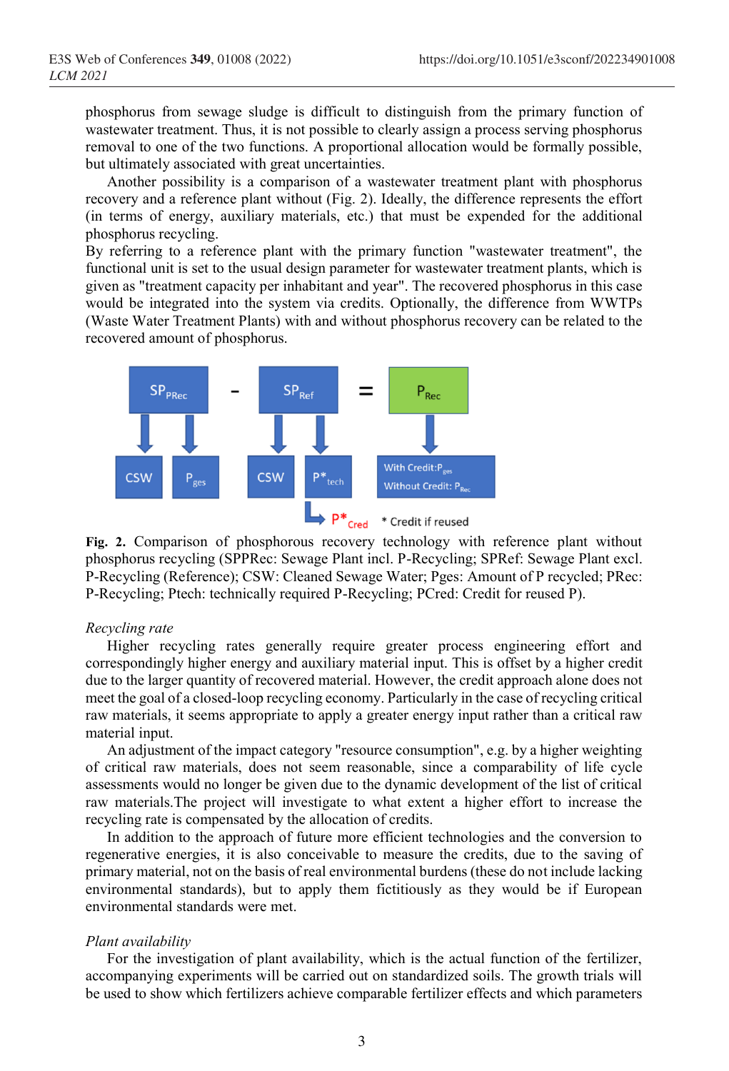phosphorus from sewage sludge is difficult to distinguish from the primary function of wastewater treatment. Thus, it is not possible to clearly assign a process serving phosphorus removal to one of the two functions. A proportional allocation would be formally possible, but ultimately associated with great uncertainties.

Another possibility is a comparison of a wastewater treatment plant with phosphorus recovery and a reference plant without (Fig. 2). Ideally, the difference represents the effort (in terms of energy, auxiliary materials, etc.) that must be expended for the additional phosphorus recycling.

By referring to a reference plant with the primary function "wastewater treatment", the functional unit is set to the usual design parameter for wastewater treatment plants, which is given as "treatment capacity per inhabitant and year". The recovered phosphorus in this case would be integrated into the system via credits. Optionally, the difference from WWTPs (Waste Water Treatment Plants) with and without phosphorus recovery can be related to the recovered amount of phosphorus.

$SP_{PRec}$ - $SP_{Ref}$ = $P_{Rec}$

CSW, $P_{ges}$ | CSW, $P^*_{tech}$ | With Credit: $P_{ges}$, Without Credit: $P_{Rec}$

$P^*_{Cred}$ * Credit if reused

**Fig. 2.** Comparison of phosphorous recovery technology with reference plant without phosphorus recycling (SPPRec: Sewage Plant incl. P-Recycling; SPRef: Sewage Plant excl. P-Recycling (Reference); CSW: Cleaned Sewage Water; Pges: Amount of P recycled; PRec: P-Recycling; Ptech: technically required P-Recycling; PCred: Credit for reused P).

*Recycling rate*

Higher recycling rates generally require greater process engineering effort and correspondingly higher energy and auxiliary material input. This is offset by a higher credit due to the larger quantity of recovered material. However, the credit approach alone does not meet the goal of a closed-loop recycling economy. Particularly in the case of recycling critical raw materials, it seems appropriate to apply a greater energy input rather than a critical raw material input.

An adjustment of the impact category "resource consumption", e.g. by a higher weighting of critical raw materials, does not seem reasonable, since a comparability of life cycle assessments would no longer be given due to the dynamic development of the list of critical raw materials.The project will investigate to what extent a higher effort to increase the recycling rate is compensated by the allocation of credits.

In addition to the approach of future more efficient technologies and the conversion to regenerative energies, it is also conceivable to measure the credits, due to the saving of primary material, not on the basis of real environmental burdens (these do not include lacking environmental standards), but to apply them fictitiously as they would be if European environmental standards were met.

*Plant availability*

For the investigation of plant availability, which is the actual function of the fertilizer, accompanying experiments will be carried out on standardized soils. The growth trials will be used to show which fertilizers achieve comparable fertilizer effects and which parameters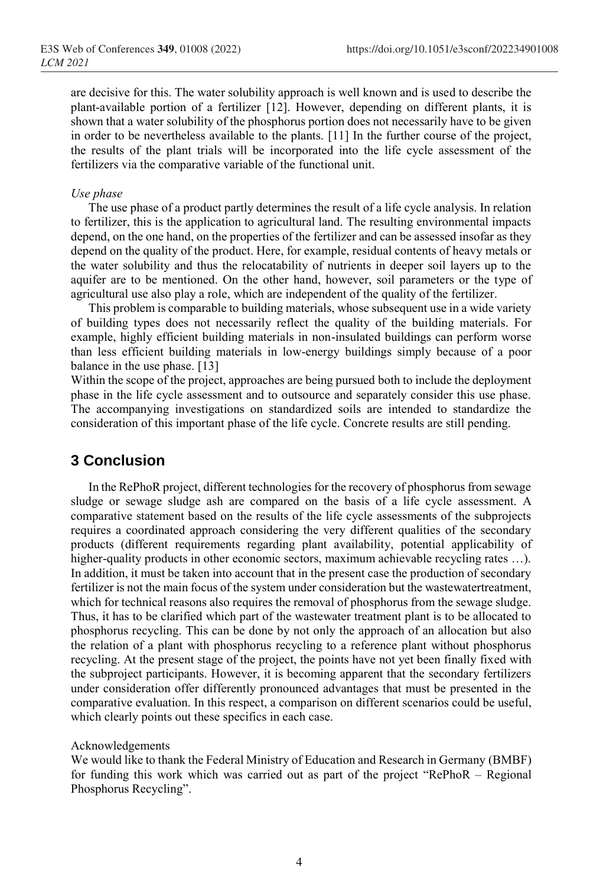are decisive for this. The water solubility approach is well known and is used to describe the plant-available portion of a fertilizer [12]. However, depending on different plants, it is shown that a water solubility of the phosphorus portion does not necessarily have to be given in order to be nevertheless available to the plants. [11] In the further course of the project, the results of the plant trials will be incorporated into the life cycle assessment of the fertilizers via the comparative variable of the functional unit.

*Use phase*

The use phase of a product partly determines the result of a life cycle analysis. In relation to fertilizer, this is the application to agricultural land. The resulting environmental impacts depend, on the one hand, on the properties of the fertilizer and can be assessed insofar as they depend on the quality of the product. Here, for example, residual contents of heavy metals or the water solubility and thus the relocatability of nutrients in deeper soil layers up to the aquifer are to be mentioned. On the other hand, however, soil parameters or the type of agricultural use also play a role, which are independent of the quality of the fertilizer.

This problem is comparable to building materials, whose subsequent use in a wide variety of building types does not necessarily reflect the quality of the building materials. For example, highly efficient building materials in non-insulated buildings can perform worse than less efficient building materials in low-energy buildings simply because of a poor balance in the use phase. [13]

Within the scope of the project, approaches are being pursued both to include the deployment phase in the life cycle assessment and to outsource and separately consider this use phase. The accompanying investigations on standardized soils are intended to standardize the consideration of this important phase of the life cycle. Concrete results are still pending.

## 3 Conclusion

In the RePhoR project, different technologies for the recovery of phosphorus from sewage sludge or sewage sludge ash are compared on the basis of a life cycle assessment. A comparative statement based on the results of the life cycle assessments of the subprojects requires a coordinated approach considering the very different qualities of the secondary products (different requirements regarding plant availability, potential applicability of higher-quality products in other economic sectors, maximum achievable recycling rates …). In addition, it must be taken into account that in the present case the production of secondary fertilizer is not the main focus of the system under consideration but the wastewatertreatment, which for technical reasons also requires the removal of phosphorus from the sewage sludge. Thus, it has to be clarified which part of the wastewater treatment plant is to be allocated to phosphorus recycling. This can be done by not only the approach of an allocation but also the relation of a plant with phosphorus recycling to a reference plant without phosphorus recycling. At the present stage of the project, the points have not yet been finally fixed with the subproject participants. However, it is becoming apparent that the secondary fertilizers under consideration offer differently pronounced advantages that must be presented in the comparative evaluation. In this respect, a comparison on different scenarios could be useful, which clearly points out these specifics in each case.

Acknowledgements

We would like to thank the Federal Ministry of Education and Research in Germany (BMBF) for funding this work which was carried out as part of the project "RePhoR – Regional Phosphorus Recycling".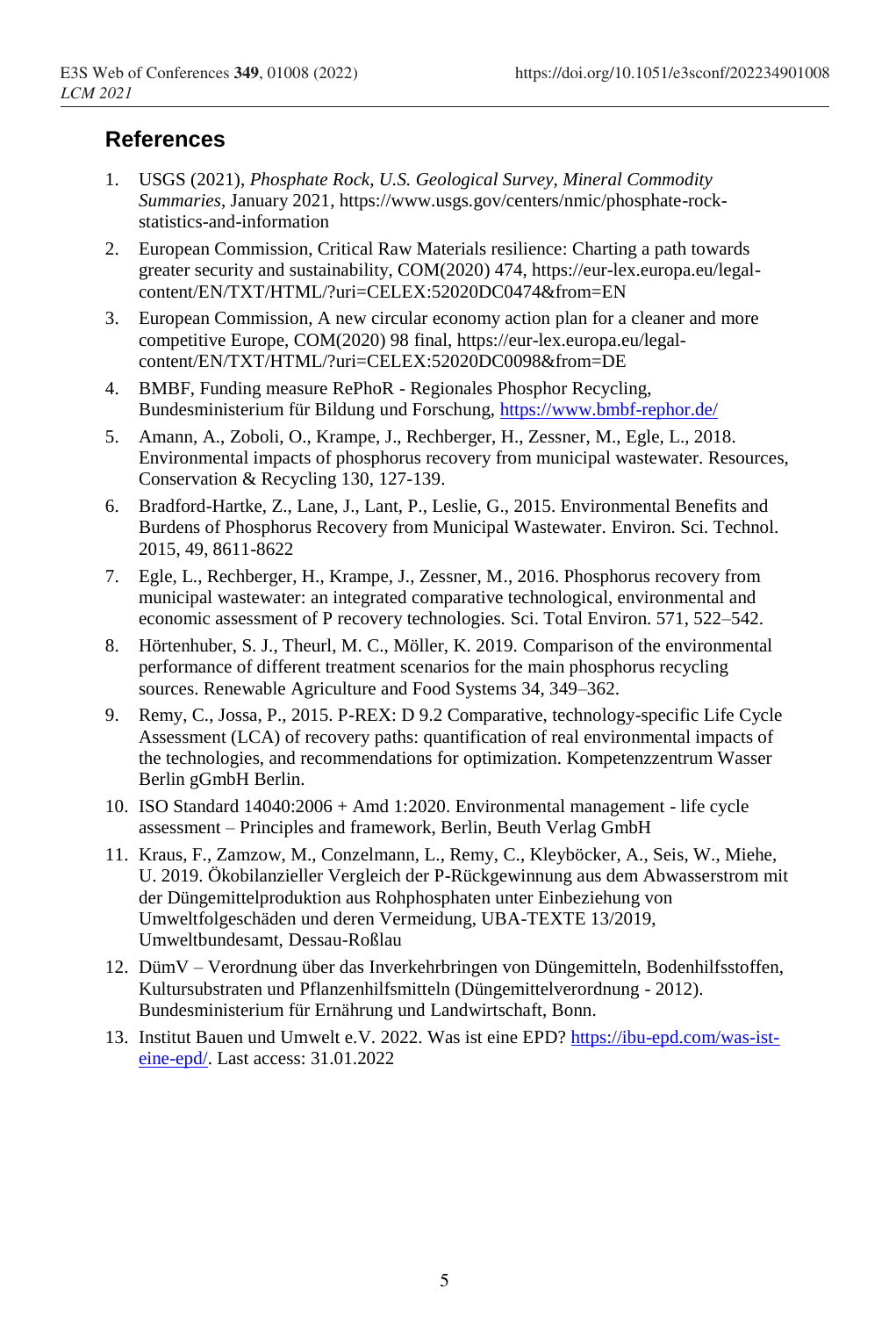## References

1. USGS (2021), *Phosphate Rock, U.S. Geological Survey, Mineral Commodity Summaries*, January 2021, https://www.usgs.gov/centers/nmic/phosphate-rock-statistics-and-information
2. European Commission, Critical Raw Materials resilience: Charting a path towards greater security and sustainability, COM(2020) 474, https://eur-lex.europa.eu/legal-content/EN/TXT/HTML/?uri=CELEX:52020DC0474&from=EN
3. European Commission, A new circular economy action plan for a cleaner and more competitive Europe, COM(2020) 98 final, https://eur-lex.europa.eu/legal-content/EN/TXT/HTML/?uri=CELEX:52020DC0098&from=DE
4. BMBF, Funding measure RePhoR - Regionales Phosphor Recycling, Bundesministerium für Bildung und Forschung, https://www.bmbf-rephor.de/
5. Amann, A., Zoboli, O., Krampe, J., Rechberger, H., Zessner, M., Egle, L., 2018. Environmental impacts of phosphorus recovery from municipal wastewater. Resources, Conservation & Recycling 130, 127-139.
6. Bradford-Hartke, Z., Lane, J., Lant, P., Leslie, G., 2015. Environmental Benefits and Burdens of Phosphorus Recovery from Municipal Wastewater. Environ. Sci. Technol. 2015, 49, 8611-8622
7. Egle, L., Rechberger, H., Krampe, J., Zessner, M., 2016. Phosphorus recovery from municipal wastewater: an integrated comparative technological, environmental and economic assessment of P recovery technologies. Sci. Total Environ. 571, 522–542.
8. Hörtenhuber, S. J., Theurl, M. C., Möller, K. 2019. Comparison of the environmental performance of different treatment scenarios for the main phosphorus recycling sources. Renewable Agriculture and Food Systems 34, 349–362.
9. Remy, C., Jossa, P., 2015. P-REX: D 9.2 Comparative, technology-specific Life Cycle Assessment (LCA) of recovery paths: quantification of real environmental impacts of the technologies, and recommendations for optimization. Kompetenzzentrum Wasser Berlin gGmbH Berlin.
10. ISO Standard 14040:2006 + Amd 1:2020. Environmental management - life cycle assessment – Principles and framework, Berlin, Beuth Verlag GmbH
11. Kraus, F., Zamzow, M., Conzelmann, L., Remy, C., Kleyböcker, A., Seis, W., Miehe, U. 2019. Ökobilanzieller Vergleich der P-Rückgewinnung aus dem Abwasserstrom mit der Düngemittelproduktion aus Rohphosphaten unter Einbeziehung von Umweltfolgeschäden und deren Vermeidung, UBA-TEXTE 13/2019, Umweltbundesamt, Dessau-Roßlau
12. DümV – Verordnung über das Inverkehrbringen von Düngemitteln, Bodenhilfsstoffen, Kultursubstraten und Pflanzenhilfsmitteln (Düngemittelverordnung - 2012). Bundesministerium für Ernährung und Landwirtschaft, Bonn.
13. Institut Bauen und Umwelt e.V. 2022. Was ist eine EPD? https://ibu-epd.com/was-ist-eine-epd/. Last access: 31.01.2022